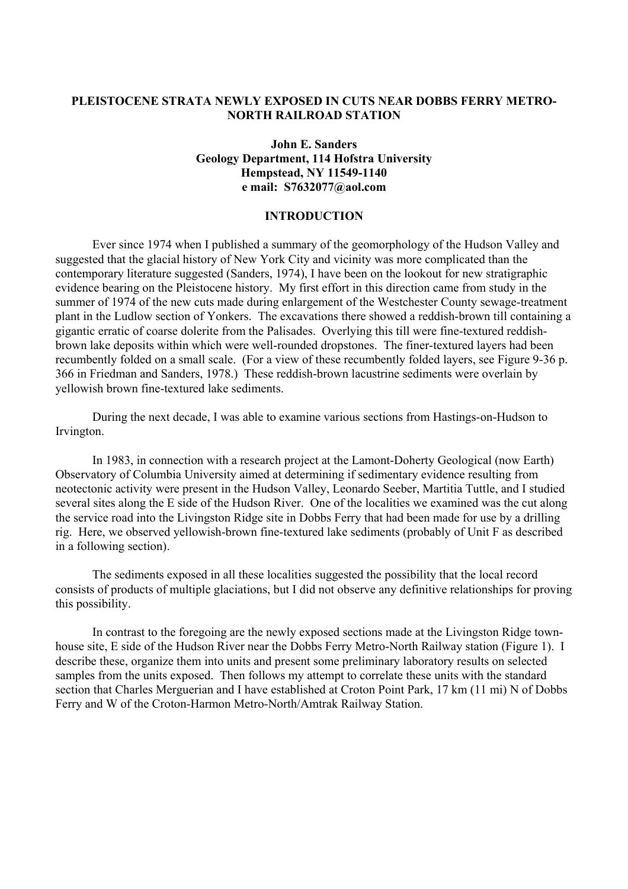# PLEISTOCENE STRATA NEWLY EXPOSED IN CUTS NEAR DOBBS FERRY METRO-NORTH RAILROAD STATION

**John E. Sanders**
**Geology Department, 114 Hofstra University**
**Hempstead, NY 11549-1140**
**e mail: S7632077@aol.com**

## INTRODUCTION

Ever since 1974 when I published a summary of the geomorphology of the Hudson Valley and suggested that the glacial history of New York City and vicinity was more complicated than the contemporary literature suggested (Sanders, 1974), I have been on the lookout for new stratigraphic evidence bearing on the Pleistocene history. My first effort in this direction came from study in the summer of 1974 of the new cuts made during enlargement of the Westchester County sewage-treatment plant in the Ludlow section of Yonkers. The excavations there showed a reddish-brown till containing a gigantic erratic of coarse dolerite from the Palisades. Overlying this till were fine-textured reddish-brown lake deposits within which were well-rounded dropstones. The finer-textured layers had been recumbently folded on a small scale. (For a view of these recumbently folded layers, see Figure 9-36 p. 366 in Friedman and Sanders, 1978.) These reddish-brown lacustrine sediments were overlain by yellowish brown fine-textured lake sediments.

During the next decade, I was able to examine various sections from Hastings-on-Hudson to Irvington.

In 1983, in connection with a research project at the Lamont-Doherty Geological (now Earth) Observatory of Columbia University aimed at determining if sedimentary evidence resulting from neotectonic activity were present in the Hudson Valley, Leonardo Seeber, Martitia Tuttle, and I studied several sites along the E side of the Hudson River. One of the localities we examined was the cut along the service road into the Livingston Ridge site in Dobbs Ferry that had been made for use by a drilling rig. Here, we observed yellowish-brown fine-textured lake sediments (probably of Unit F as described in a following section).

The sediments exposed in all these localities suggested the possibility that the local record consists of products of multiple glaciations, but I did not observe any definitive relationships for proving this possibility.

In contrast to the foregoing are the newly exposed sections made at the Livingston Ridge town-house site, E side of the Hudson River near the Dobbs Ferry Metro-North Railway station (Figure 1). I describe these, organize them into units and present some preliminary laboratory results on selected samples from the units exposed. Then follows my attempt to correlate these units with the standard section that Charles Merguerian and I have established at Croton Point Park, 17 km (11 mi) N of Dobbs Ferry and W of the Croton-Harmon Metro-North/Amtrak Railway Station.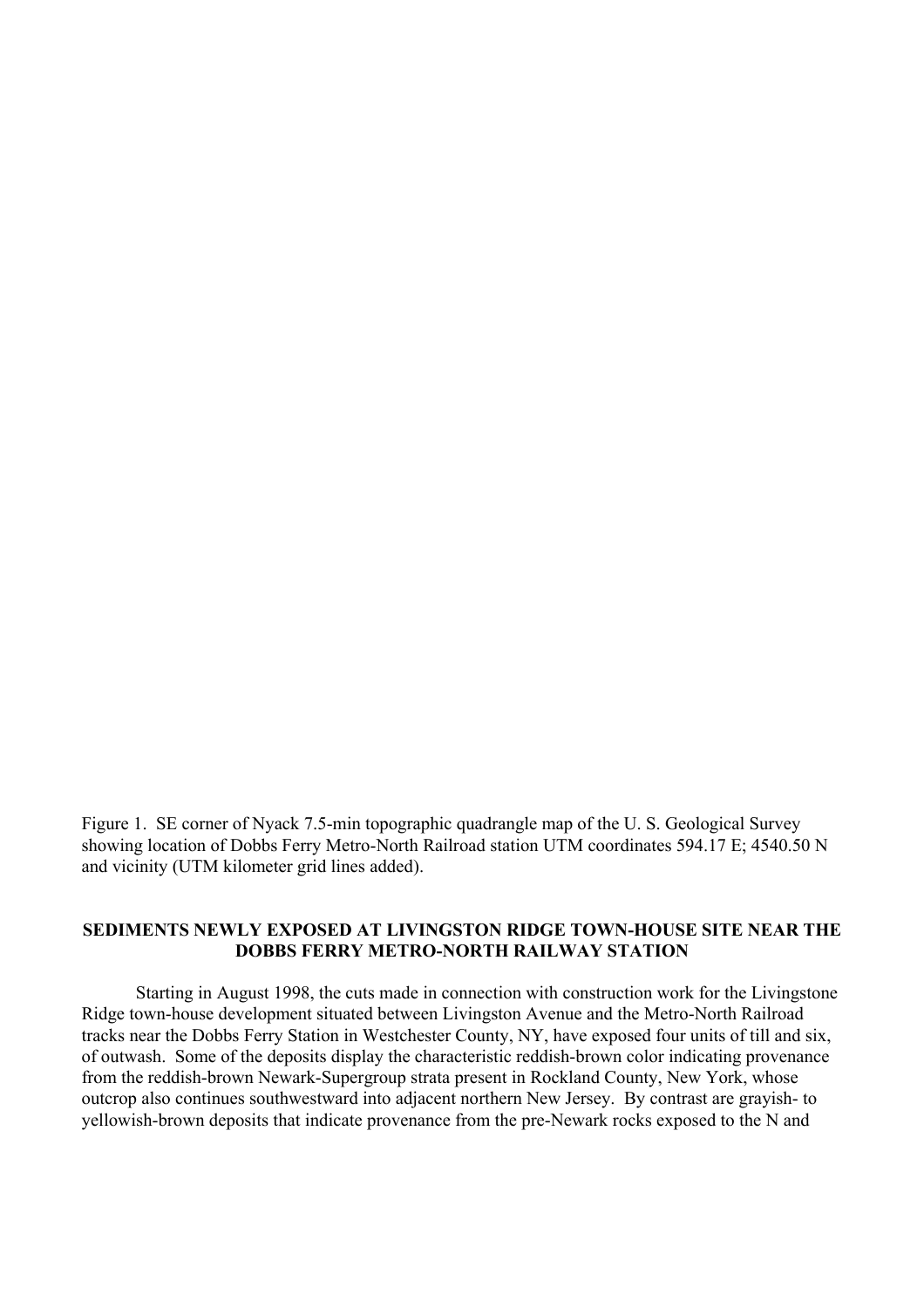Figure 1. SE corner of Nyack 7.5-min topographic quadrangle map of the U. S. Geological Survey showing location of Dobbs Ferry Metro-North Railroad station UTM coordinates 594.17 E; 4540.50 N and vicinity (UTM kilometer grid lines added).

## SEDIMENTS NEWLY EXPOSED AT LIVINGSTON RIDGE TOWN-HOUSE SITE NEAR THE DOBBS FERRY METRO-NORTH RAILWAY STATION

Starting in August 1998, the cuts made in connection with construction work for the Livingstone Ridge town-house development situated between Livingston Avenue and the Metro-North Railroad tracks near the Dobbs Ferry Station in Westchester County, NY, have exposed four units of till and six, of outwash. Some of the deposits display the characteristic reddish-brown color indicating provenance from the reddish-brown Newark-Supergroup strata present in Rockland County, New York, whose outcrop also continues southwestward into adjacent northern New Jersey. By contrast are grayish- to yellowish-brown deposits that indicate provenance from the pre-Newark rocks exposed to the N and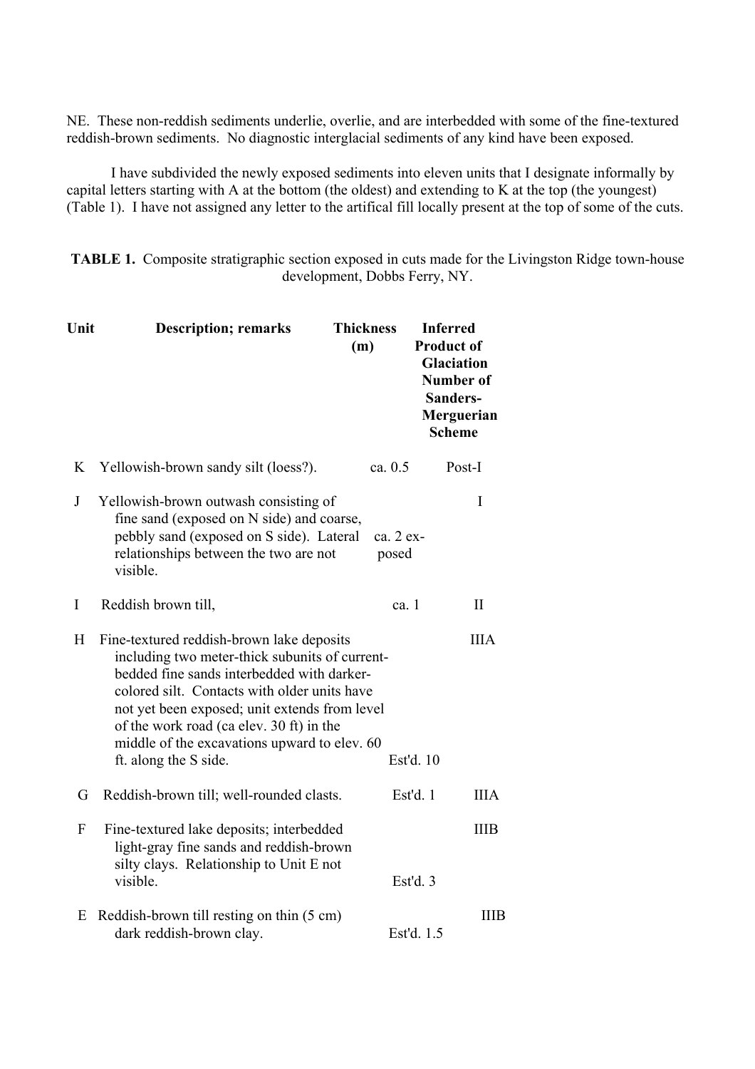NE. These non-reddish sediments underlie, overlie, and are interbedded with some of the fine-textured reddish-brown sediments. No diagnostic interglacial sediments of any kind have been exposed.

I have subdivided the newly exposed sediments into eleven units that I designate informally by capital letters starting with A at the bottom (the oldest) and extending to K at the top (the youngest) (Table 1). I have not assigned any letter to the artifical fill locally present at the top of some of the cuts.

**TABLE 1.** Composite stratigraphic section exposed in cuts made for the Livingston Ridge town-house development, Dobbs Ferry, NY.

| Unit | Description; remarks | Thickness (m) | Inferred Product of Glaciation Number of Sanders-Merguerian Scheme |
|---|---|---|---|
| K | Yellowish-brown sandy silt (loess?). | ca. 0.5 | Post-I |
| J | Yellowish-brown outwash consisting of fine sand (exposed on N side) and coarse, pebbly sand (exposed on S side). Lateral relationships between the two are not visible. | ca. 2 exposed | I |
| I | Reddish brown till, | ca. 1 | II |
| H | Fine-textured reddish-brown lake deposits including two meter-thick subunits of current-bedded fine sands interbedded with darker-colored silt. Contacts with older units have not yet been exposed; unit extends from level of the work road (ca elev. 30 ft) in the middle of the excavations upward to elev. 60 ft. along the S side. | Est'd. 10 | IIIA |
| G | Reddish-brown till; well-rounded clasts. | Est'd. 1 | IIIA |
| F | Fine-textured lake deposits; interbedded light-gray fine sands and reddish-brown silty clays. Relationship to Unit E not visible. | Est'd. 3 | IIIB |
| E | Reddish-brown till resting on thin (5 cm) dark reddish-brown clay. | Est'd. 1.5 | IIIB |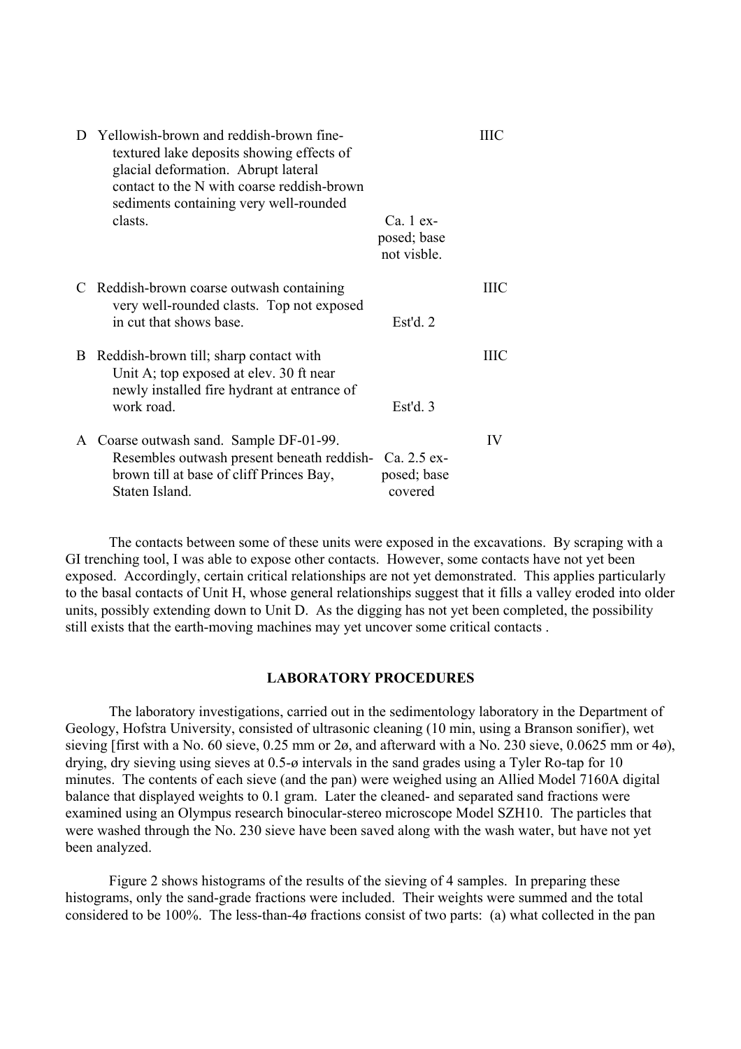| | | | |
|---|---|---|---|
| D | Yellowish-brown and reddish-brown fine-textured lake deposits showing effects of glacial deformation. Abrupt lateral contact to the N with coarse reddish-brown sediments containing very well-rounded clasts. | Ca. 1 exposed; base not visble. | IIIC |
| C | Reddish-brown coarse outwash containing very well-rounded clasts. Top not exposed in cut that shows base. | Est'd. 2 | IIIC |
| B | Reddish-brown till; sharp contact with Unit A; top exposed at elev. 30 ft near newly installed fire hydrant at entrance of work road. | Est'd. 3 | IIIC |
| A | Coarse outwash sand. Sample DF-01-99. Resembles outwash present beneath reddish-brown till at base of cliff Princes Bay, Staten Island. | Ca. 2.5 exposed; base covered | IV |

The contacts between some of these units were exposed in the excavations. By scraping with a GI trenching tool, I was able to expose other contacts. However, some contacts have not yet been exposed. Accordingly, certain critical relationships are not yet demonstrated. This applies particularly to the basal contacts of Unit H, whose general relationships suggest that it fills a valley eroded into older units, possibly extending down to Unit D. As the digging has not yet been completed, the possibility still exists that the earth-moving machines may yet uncover some critical contacts .

## LABORATORY PROCEDURES

The laboratory investigations, carried out in the sedimentology laboratory in the Department of Geology, Hofstra University, consisted of ultrasonic cleaning (10 min, using a Branson sonifier), wet sieving [first with a No. 60 sieve, 0.25 mm or 2ø, and afterward with a No. 230 sieve, 0.0625 mm or 4ø), drying, dry sieving using sieves at 0.5-ø intervals in the sand grades using a Tyler Ro-tap for 10 minutes. The contents of each sieve (and the pan) were weighed using an Allied Model 7160A digital balance that displayed weights to 0.1 gram. Later the cleaned- and separated sand fractions were examined using an Olympus research binocular-stereo microscope Model SZH10. The particles that were washed through the No. 230 sieve have been saved along with the wash water, but have not yet been analyzed.

Figure 2 shows histograms of the results of the sieving of 4 samples. In preparing these histograms, only the sand-grade fractions were included. Their weights were summed and the total considered to be 100%. The less-than-4ø fractions consist of two parts: (a) what collected in the pan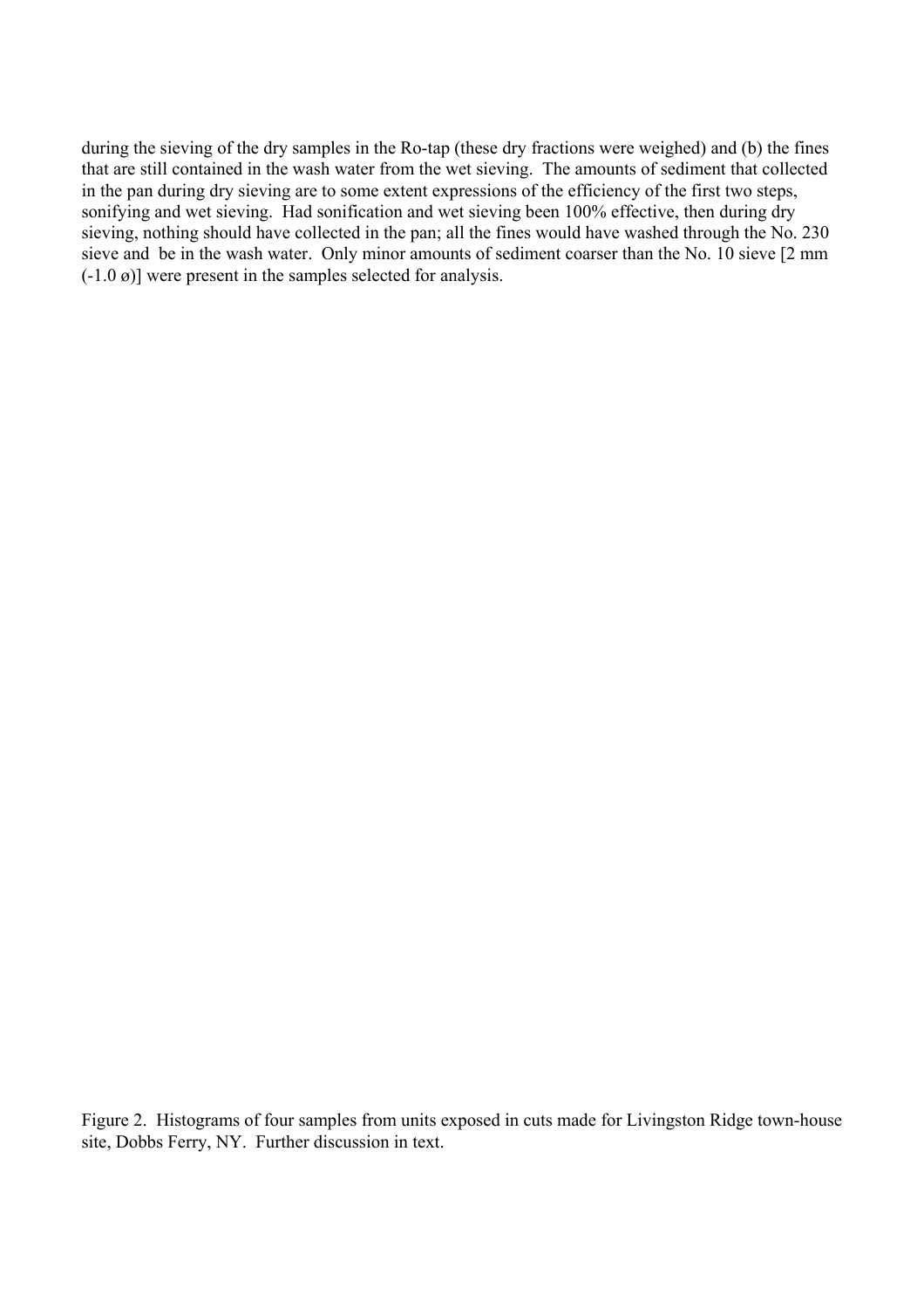during the sieving of the dry samples in the Ro-tap (these dry fractions were weighed) and (b) the fines that are still contained in the wash water from the wet sieving. The amounts of sediment that collected in the pan during dry sieving are to some extent expressions of the efficiency of the first two steps, sonifying and wet sieving. Had sonification and wet sieving been 100% effective, then during dry sieving, nothing should have collected in the pan; all the fines would have washed through the No. 230 sieve and be in the wash water. Only minor amounts of sediment coarser than the No. 10 sieve [2 mm (-1.0 ø)] were present in the samples selected for analysis.

Figure 2. Histograms of four samples from units exposed in cuts made for Livingston Ridge town-house site, Dobbs Ferry, NY. Further discussion in text.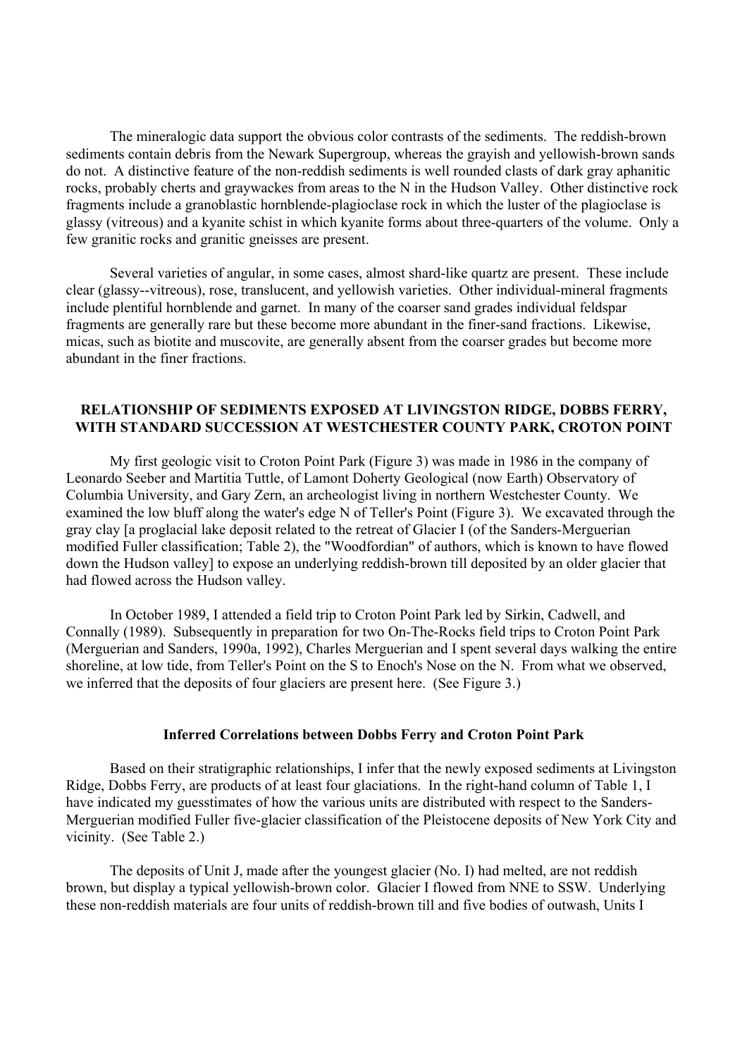The mineralogic data support the obvious color contrasts of the sediments. The reddish-brown sediments contain debris from the Newark Supergroup, whereas the grayish and yellowish-brown sands do not. A distinctive feature of the non-reddish sediments is well rounded clasts of dark gray aphanitic rocks, probably cherts and graywackes from areas to the N in the Hudson Valley. Other distinctive rock fragments include a granoblastic hornblende-plagioclase rock in which the luster of the plagioclase is glassy (vitreous) and a kyanite schist in which kyanite forms about three-quarters of the volume. Only a few granitic rocks and granitic gneisses are present.

Several varieties of angular, in some cases, almost shard-like quartz are present. These include clear (glassy--vitreous), rose, translucent, and yellowish varieties. Other individual-mineral fragments include plentiful hornblende and garnet. In many of the coarser sand grades individual feldspar fragments are generally rare but these become more abundant in the finer-sand fractions. Likewise, micas, such as biotite and muscovite, are generally absent from the coarser grades but become more abundant in the finer fractions.

## RELATIONSHIP OF SEDIMENTS EXPOSED AT LIVINGSTON RIDGE, DOBBS FERRY, WITH STANDARD SUCCESSION AT WESTCHESTER COUNTY PARK, CROTON POINT

My first geologic visit to Croton Point Park (Figure 3) was made in 1986 in the company of Leonardo Seeber and Martitia Tuttle, of Lamont Doherty Geological (now Earth) Observatory of Columbia University, and Gary Zern, an archeologist living in northern Westchester County. We examined the low bluff along the water's edge N of Teller's Point (Figure 3). We excavated through the gray clay [a proglacial lake deposit related to the retreat of Glacier I (of the Sanders-Merguerian modified Fuller classification; Table 2), the "Woodfordian" of authors, which is known to have flowed down the Hudson valley] to expose an underlying reddish-brown till deposited by an older glacier that had flowed across the Hudson valley.

In October 1989, I attended a field trip to Croton Point Park led by Sirkin, Cadwell, and Connally (1989). Subsequently in preparation for two On-The-Rocks field trips to Croton Point Park (Merguerian and Sanders, 1990a, 1992), Charles Merguerian and I spent several days walking the entire shoreline, at low tide, from Teller's Point on the S to Enoch's Nose on the N. From what we observed, we inferred that the deposits of four glaciers are present here. (See Figure 3.)

### Inferred Correlations between Dobbs Ferry and Croton Point Park

Based on their stratigraphic relationships, I infer that the newly exposed sediments at Livingston Ridge, Dobbs Ferry, are products of at least four glaciations. In the right-hand column of Table 1, I have indicated my guesstimates of how the various units are distributed with respect to the Sanders-Merguerian modified Fuller five-glacier classification of the Pleistocene deposits of New York City and vicinity. (See Table 2.)

The deposits of Unit J, made after the youngest glacier (No. I) had melted, are not reddish brown, but display a typical yellowish-brown color. Glacier I flowed from NNE to SSW. Underlying these non-reddish materials are four units of reddish-brown till and five bodies of outwash, Units I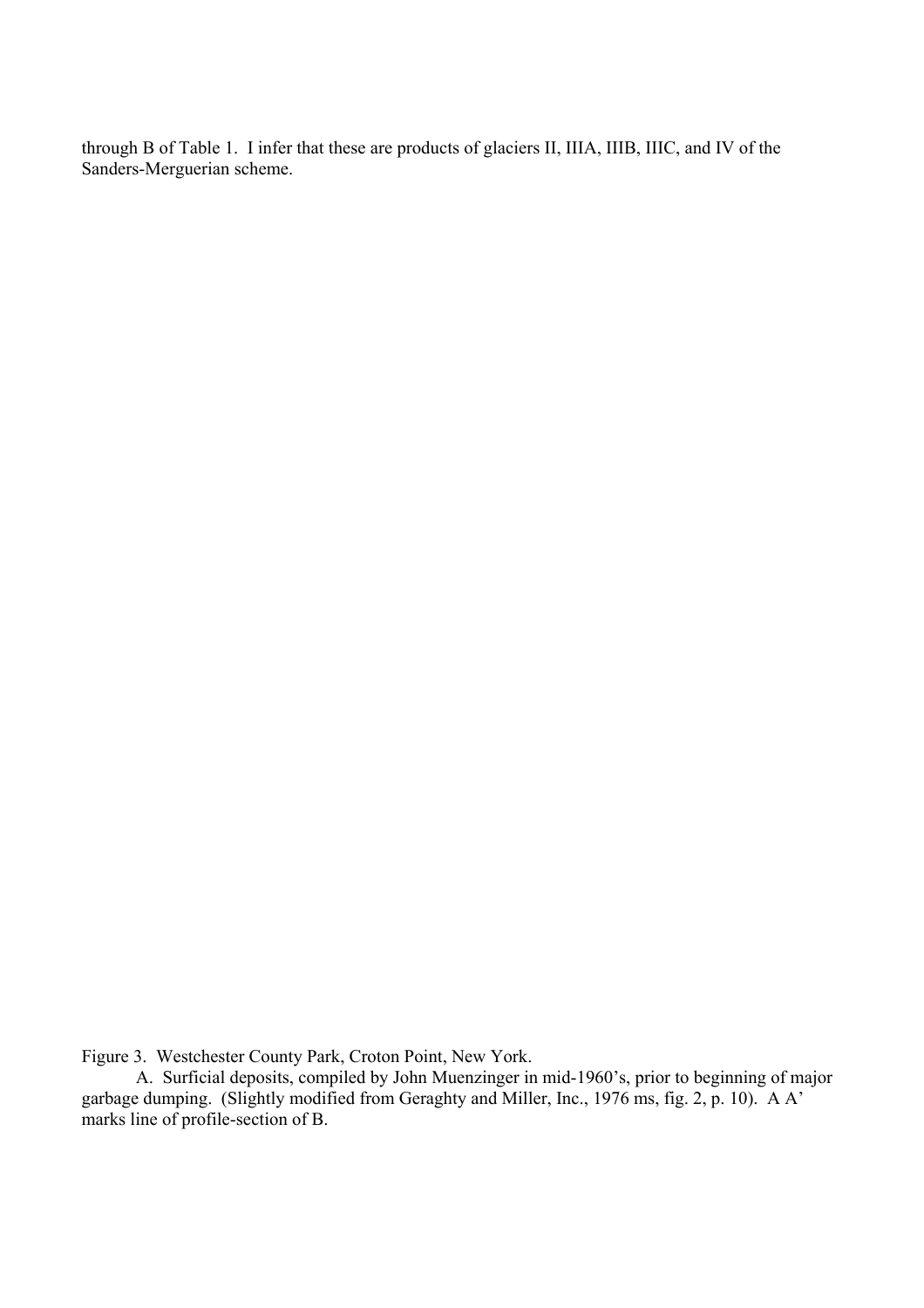through B of Table 1. I infer that these are products of glaciers II, IIIA, IIIB, IIIC, and IV of the Sanders-Merguerian scheme.

Figure 3. Westchester County Park, Croton Point, New York.

A. Surficial deposits, compiled by John Muenzinger in mid-1960's, prior to beginning of major garbage dumping. (Slightly modified from Geraghty and Miller, Inc., 1976 ms, fig. 2, p. 10). A A' marks line of profile-section of B.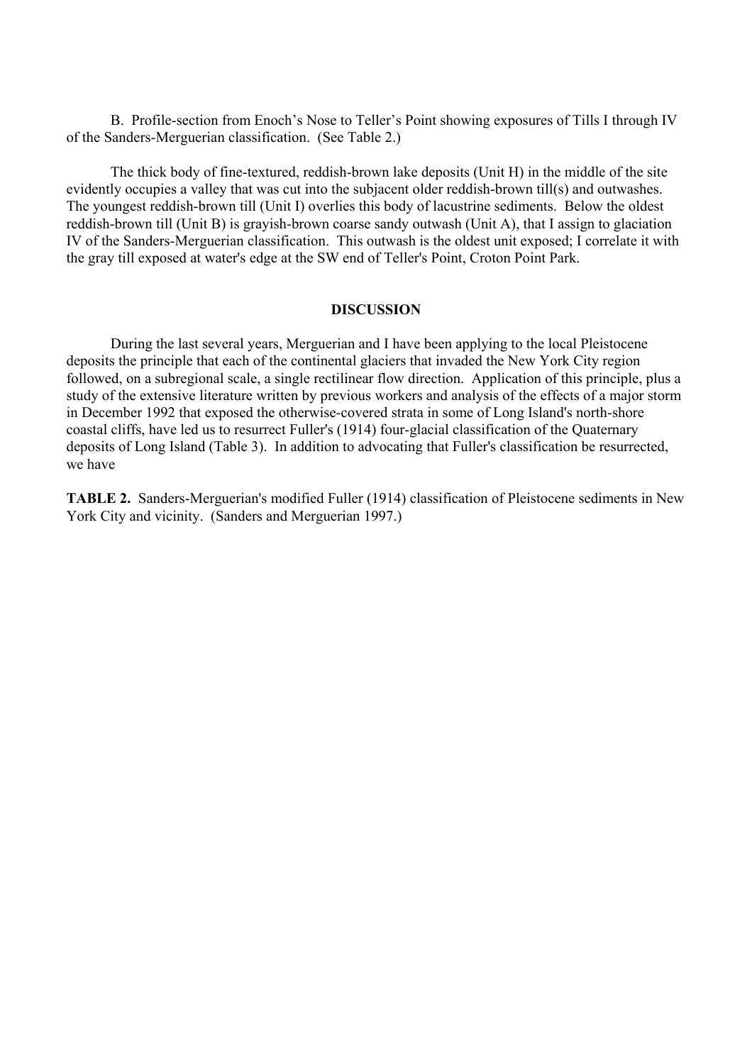B. Profile-section from Enoch's Nose to Teller's Point showing exposures of Tills I through IV of the Sanders-Merguerian classification. (See Table 2.)

The thick body of fine-textured, reddish-brown lake deposits (Unit H) in the middle of the site evidently occupies a valley that was cut into the subjacent older reddish-brown till(s) and outwashes. The youngest reddish-brown till (Unit I) overlies this body of lacustrine sediments. Below the oldest reddish-brown till (Unit B) is grayish-brown coarse sandy outwash (Unit A), that I assign to glaciation IV of the Sanders-Merguerian classification. This outwash is the oldest unit exposed; I correlate it with the gray till exposed at water's edge at the SW end of Teller's Point, Croton Point Park.

## DISCUSSION

During the last several years, Merguerian and I have been applying to the local Pleistocene deposits the principle that each of the continental glaciers that invaded the New York City region followed, on a subregional scale, a single rectilinear flow direction. Application of this principle, plus a study of the extensive literature written by previous workers and analysis of the effects of a major storm in December 1992 that exposed the otherwise-covered strata in some of Long Island's north-shore coastal cliffs, have led us to resurrect Fuller's (1914) four-glacial classification of the Quaternary deposits of Long Island (Table 3). In addition to advocating that Fuller's classification be resurrected, we have

**TABLE 2.** Sanders-Merguerian's modified Fuller (1914) classification of Pleistocene sediments in New York City and vicinity. (Sanders and Merguerian 1997.)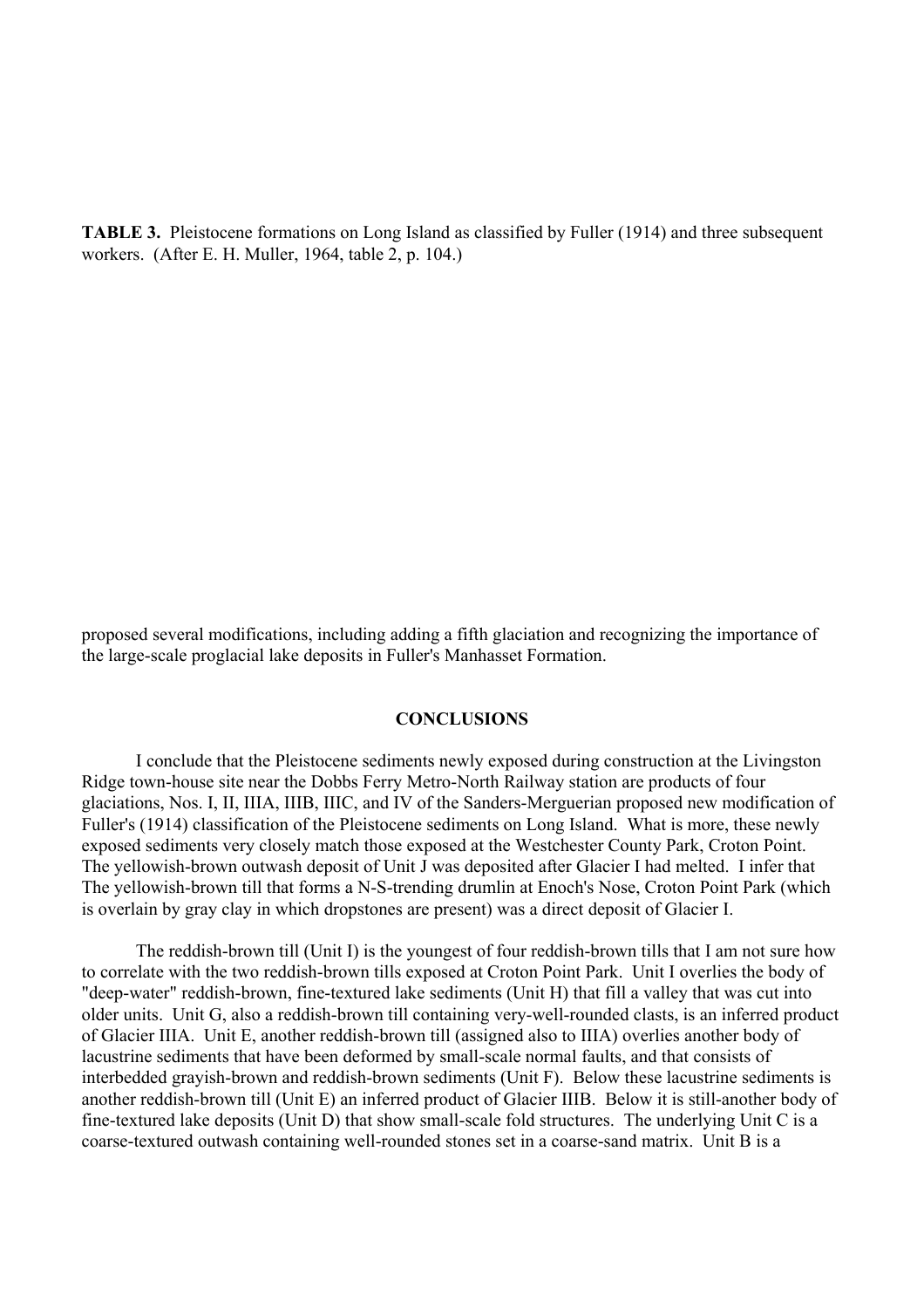**TABLE 3.** Pleistocene formations on Long Island as classified by Fuller (1914) and three subsequent workers. (After E. H. Muller, 1964, table 2, p. 104.)

proposed several modifications, including adding a fifth glaciation and recognizing the importance of the large-scale proglacial lake deposits in Fuller's Manhasset Formation.

## CONCLUSIONS

I conclude that the Pleistocene sediments newly exposed during construction at the Livingston Ridge town-house site near the Dobbs Ferry Metro-North Railway station are products of four glaciations, Nos. I, II, IIIA, IIIB, IIIC, and IV of the Sanders-Merguerian proposed new modification of Fuller's (1914) classification of the Pleistocene sediments on Long Island. What is more, these newly exposed sediments very closely match those exposed at the Westchester County Park, Croton Point. The yellowish-brown outwash deposit of Unit J was deposited after Glacier I had melted. I infer that The yellowish-brown till that forms a N-S-trending drumlin at Enoch's Nose, Croton Point Park (which is overlain by gray clay in which dropstones are present) was a direct deposit of Glacier I.

The reddish-brown till (Unit I) is the youngest of four reddish-brown tills that I am not sure how to correlate with the two reddish-brown tills exposed at Croton Point Park. Unit I overlies the body of "deep-water" reddish-brown, fine-textured lake sediments (Unit H) that fill a valley that was cut into older units. Unit G, also a reddish-brown till containing very-well-rounded clasts, is an inferred product of Glacier IIIA. Unit E, another reddish-brown till (assigned also to IIIA) overlies another body of lacustrine sediments that have been deformed by small-scale normal faults, and that consists of interbedded grayish-brown and reddish-brown sediments (Unit F). Below these lacustrine sediments is another reddish-brown till (Unit E) an inferred product of Glacier IIIB. Below it is still-another body of fine-textured lake deposits (Unit D) that show small-scale fold structures. The underlying Unit C is a coarse-textured outwash containing well-rounded stones set in a coarse-sand matrix. Unit B is a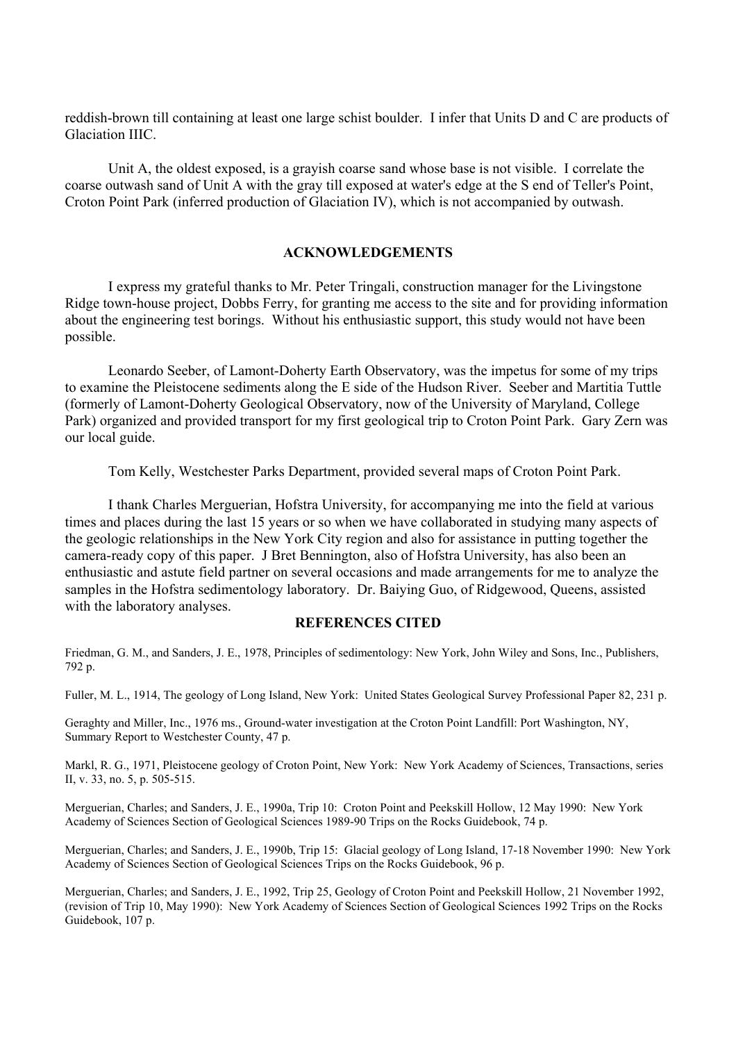reddish-brown till containing at least one large schist boulder. I infer that Units D and C are products of Glaciation IIIC.

Unit A, the oldest exposed, is a grayish coarse sand whose base is not visible. I correlate the coarse outwash sand of Unit A with the gray till exposed at water's edge at the S end of Teller's Point, Croton Point Park (inferred production of Glaciation IV), which is not accompanied by outwash.

## ACKNOWLEDGEMENTS

I express my grateful thanks to Mr. Peter Tringali, construction manager for the Livingstone Ridge town-house project, Dobbs Ferry, for granting me access to the site and for providing information about the engineering test borings. Without his enthusiastic support, this study would not have been possible.

Leonardo Seeber, of Lamont-Doherty Earth Observatory, was the impetus for some of my trips to examine the Pleistocene sediments along the E side of the Hudson River. Seeber and Martitia Tuttle (formerly of Lamont-Doherty Geological Observatory, now of the University of Maryland, College Park) organized and provided transport for my first geological trip to Croton Point Park. Gary Zern was our local guide.

Tom Kelly, Westchester Parks Department, provided several maps of Croton Point Park.

I thank Charles Merguerian, Hofstra University, for accompanying me into the field at various times and places during the last 15 years or so when we have collaborated in studying many aspects of the geologic relationships in the New York City region and also for assistance in putting together the camera-ready copy of this paper. J Bret Bennington, also of Hofstra University, has also been an enthusiastic and astute field partner on several occasions and made arrangements for me to analyze the samples in the Hofstra sedimentology laboratory. Dr. Baiying Guo, of Ridgewood, Queens, assisted with the laboratory analyses.

## REFERENCES CITED

Friedman, G. M., and Sanders, J. E., 1978, Principles of sedimentology: New York, John Wiley and Sons, Inc., Publishers, 792 p.

Fuller, M. L., 1914, The geology of Long Island, New York: United States Geological Survey Professional Paper 82, 231 p.

Geraghty and Miller, Inc., 1976 ms., Ground-water investigation at the Croton Point Landfill: Port Washington, NY, Summary Report to Westchester County, 47 p.

Markl, R. G., 1971, Pleistocene geology of Croton Point, New York: New York Academy of Sciences, Transactions, series II, v. 33, no. 5, p. 505-515.

Merguerian, Charles; and Sanders, J. E., 1990a, Trip 10: Croton Point and Peekskill Hollow, 12 May 1990: New York Academy of Sciences Section of Geological Sciences 1989-90 Trips on the Rocks Guidebook, 74 p.

Merguerian, Charles; and Sanders, J. E., 1990b, Trip 15: Glacial geology of Long Island, 17-18 November 1990: New York Academy of Sciences Section of Geological Sciences Trips on the Rocks Guidebook, 96 p.

Merguerian, Charles; and Sanders, J. E., 1992, Trip 25, Geology of Croton Point and Peekskill Hollow, 21 November 1992, (revision of Trip 10, May 1990): New York Academy of Sciences Section of Geological Sciences 1992 Trips on the Rocks Guidebook, 107 p.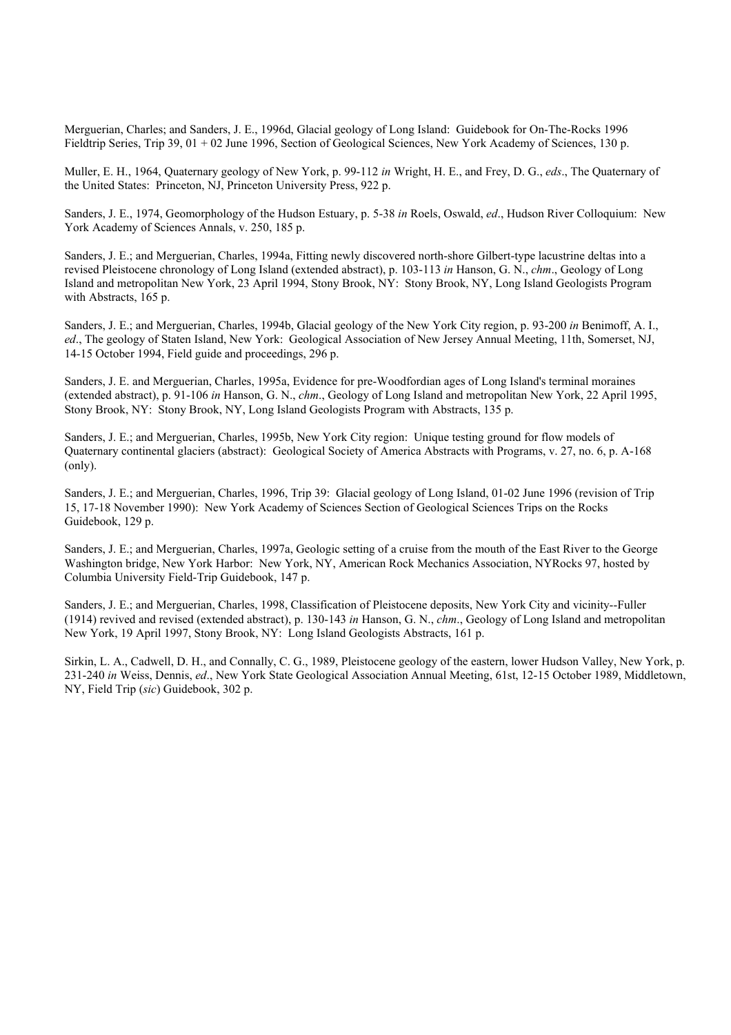Merguerian, Charles; and Sanders, J. E., 1996d, Glacial geology of Long Island: Guidebook for On-The-Rocks 1996 Fieldtrip Series, Trip 39, 01 + 02 June 1996, Section of Geological Sciences, New York Academy of Sciences, 130 p.

Muller, E. H., 1964, Quaternary geology of New York, p. 99-112 *in* Wright, H. E., and Frey, D. G., *eds*., The Quaternary of the United States: Princeton, NJ, Princeton University Press, 922 p.

Sanders, J. E., 1974, Geomorphology of the Hudson Estuary, p. 5-38 *in* Roels, Oswald, *ed*., Hudson River Colloquium: New York Academy of Sciences Annals, v. 250, 185 p.

Sanders, J. E.; and Merguerian, Charles, 1994a, Fitting newly discovered north-shore Gilbert-type lacustrine deltas into a revised Pleistocene chronology of Long Island (extended abstract), p. 103-113 *in* Hanson, G. N., *chm*., Geology of Long Island and metropolitan New York, 23 April 1994, Stony Brook, NY: Stony Brook, NY, Long Island Geologists Program with Abstracts, 165 p.

Sanders, J. E.; and Merguerian, Charles, 1994b, Glacial geology of the New York City region, p. 93-200 *in* Benimoff, A. I., *ed*., The geology of Staten Island, New York: Geological Association of New Jersey Annual Meeting, 11th, Somerset, NJ, 14-15 October 1994, Field guide and proceedings, 296 p.

Sanders, J. E. and Merguerian, Charles, 1995a, Evidence for pre-Woodfordian ages of Long Island's terminal moraines (extended abstract), p. 91-106 *in* Hanson, G. N., *chm*., Geology of Long Island and metropolitan New York, 22 April 1995, Stony Brook, NY: Stony Brook, NY, Long Island Geologists Program with Abstracts, 135 p.

Sanders, J. E.; and Merguerian, Charles, 1995b, New York City region: Unique testing ground for flow models of Quaternary continental glaciers (abstract): Geological Society of America Abstracts with Programs, v. 27, no. 6, p. A-168 (only).

Sanders, J. E.; and Merguerian, Charles, 1996, Trip 39: Glacial geology of Long Island, 01-02 June 1996 (revision of Trip 15, 17-18 November 1990): New York Academy of Sciences Section of Geological Sciences Trips on the Rocks Guidebook, 129 p.

Sanders, J. E.; and Merguerian, Charles, 1997a, Geologic setting of a cruise from the mouth of the East River to the George Washington bridge, New York Harbor: New York, NY, American Rock Mechanics Association, NYRocks 97, hosted by Columbia University Field-Trip Guidebook, 147 p.

Sanders, J. E.; and Merguerian, Charles, 1998, Classification of Pleistocene deposits, New York City and vicinity--Fuller (1914) revived and revised (extended abstract), p. 130-143 *in* Hanson, G. N., *chm*., Geology of Long Island and metropolitan New York, 19 April 1997, Stony Brook, NY: Long Island Geologists Abstracts, 161 p.

Sirkin, L. A., Cadwell, D. H., and Connally, C. G., 1989, Pleistocene geology of the eastern, lower Hudson Valley, New York, p. 231-240 *in* Weiss, Dennis, *ed*., New York State Geological Association Annual Meeting, 61st, 12-15 October 1989, Middletown, NY, Field Trip (*sic*) Guidebook, 302 p.